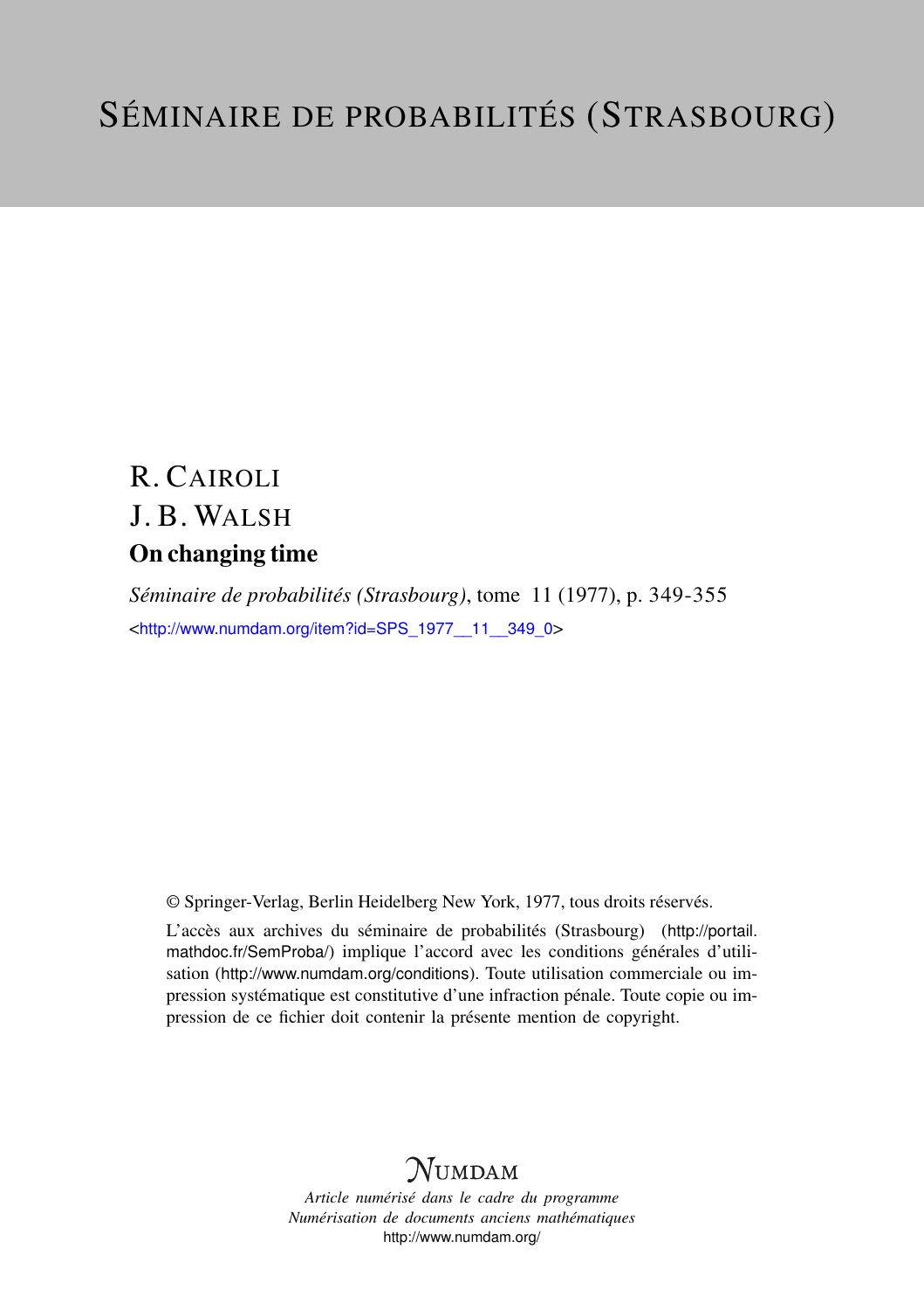# SÉMINAIRE DE PROBABILITÉS (STRASBOURG)

R. CAIROLI

J. B. WALSH

**On changing time**

*Séminaire de probabilités (Strasbourg)*, tome 11 (1977), p. 349-355

<http://www.numdam.org/item?id=SPS_1977__11__349_0>

© Springer-Verlag, Berlin Heidelberg New York, 1977, tous droits réservés.

L'accès aux archives du séminaire de probabilités (Strasbourg) (http://portail.mathdoc.fr/SemProba/) implique l'accord avec les conditions générales d'utilisation (http://www.numdam.org/conditions). Toute utilisation commerciale ou impression systématique est constitutive d'une infraction pénale. Toute copie ou impression de ce fichier doit contenir la présente mention de copyright.

NUMDAM

*Article numérisé dans le cadre du programme*
*Numérisation de documents anciens mathématiques*
http://www.numdam.org/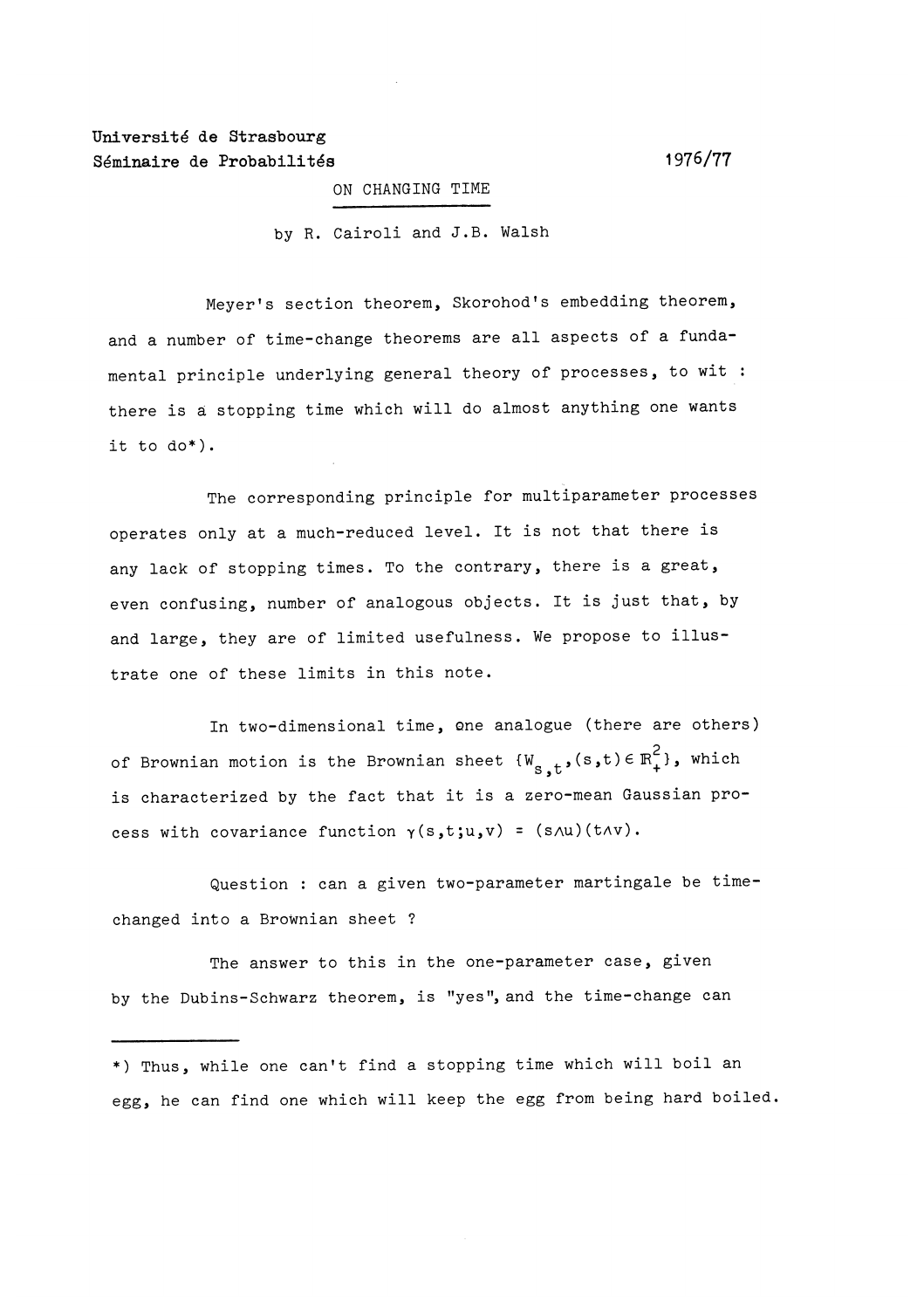Université de Strasbourg
Séminaire de Probabilités 1976/77

# ON CHANGING TIME

by R. Cairoli and J.B. Walsh

Meyer's section theorem, Skorohod's embedding theorem, and a number of time-change theorems are all aspects of a fundamental principle underlying general theory of processes, to wit : there is a stopping time which will do almost anything one wants it to do*).

The corresponding principle for multiparameter processes operates only at a much-reduced level. It is not that there is any lack of stopping times. To the contrary, there is a great, even confusing, number of analogous objects. It is just that, by and large, they are of limited usefulness. We propose to illustrate one of these limits in this note.

In two-dimensional time, one analogue (there are others) of Brownian motion is the Brownian sheet $\{W_{s,t}, (s,t) \in \mathbb{R}_+^2\}$, which is characterized by the fact that it is a zero-mean Gaussian process with covariance function $\gamma(s,t;u,v) = (s \wedge u)(t \wedge v)$.

Question : can a given two-parameter martingale be time-changed into a Brownian sheet ?

The answer to this in the one-parameter case, given by the Dubins-Schwarz theorem, is "yes", and the time-change can

---

*) Thus, while one can't find a stopping time which will boil an egg, he can find one which will keep the egg from being hard boiled.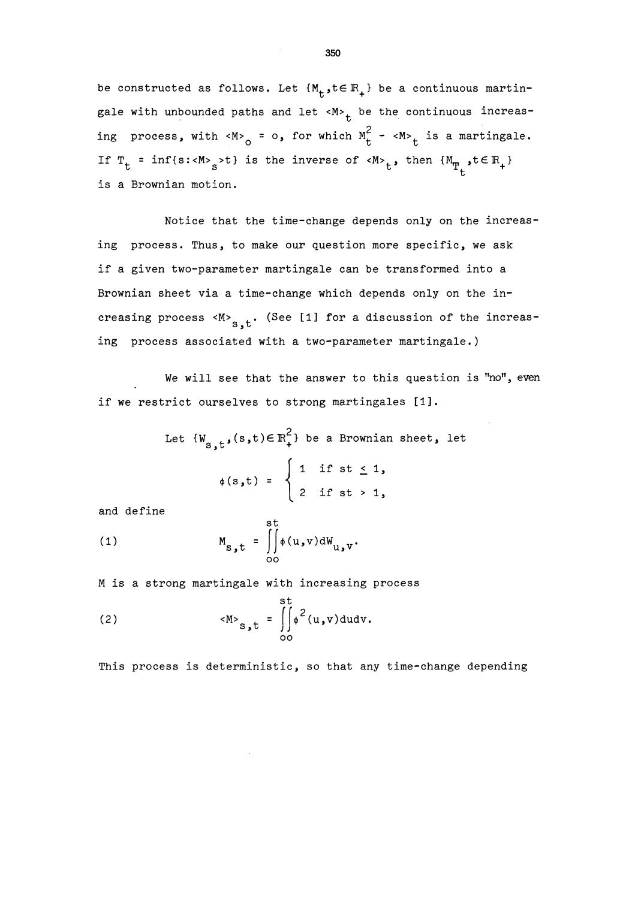be constructed as follows. Let $\{M_t, t \in \mathbb{R}_+\}$ be a continuous martingale with unbounded paths and let $\langle M \rangle_t$ be the continuous increasing process, with $\langle M \rangle_o = o$, for which $M_t^2 - \langle M \rangle_t$ is a martingale. If $T_t = \inf\{s : \langle M \rangle_s > t\}$ is the inverse of $\langle M \rangle_t$, then $\{M_{T_t}, t \in \mathbb{R}_+\}$ is a Brownian motion.

Notice that the time-change depends only on the increasing process. Thus, to make our question more specific, we ask if a given two-parameter martingale can be transformed into a Brownian sheet via a time-change which depends only on the increasing process $\langle M \rangle_{s,t}$. (See [1] for a discussion of the increasing process associated with a two-parameter martingale.)

We will see that the answer to this question is "no", even if we restrict ourselves to strong martingales [1].

Let $\{W_{s,t}, (s,t) \in \mathbb{R}_+^2\}$ be a Brownian sheet, let

$$\phi(s,t) = \begin{cases} 1 & \text{if } st \leq 1, \\ 2 & \text{if } st > 1, \end{cases}$$

and define

$$M_{s,t} = \int_o^s \int_o^t \phi(u,v) dW_{u,v}. \tag{1}$$

M is a strong martingale with increasing process

$$\langle M \rangle_{s,t} = \int_o^s \int_o^t \phi^2(u,v) du dv. \tag{2}$$

This process is deterministic, so that any time-change depending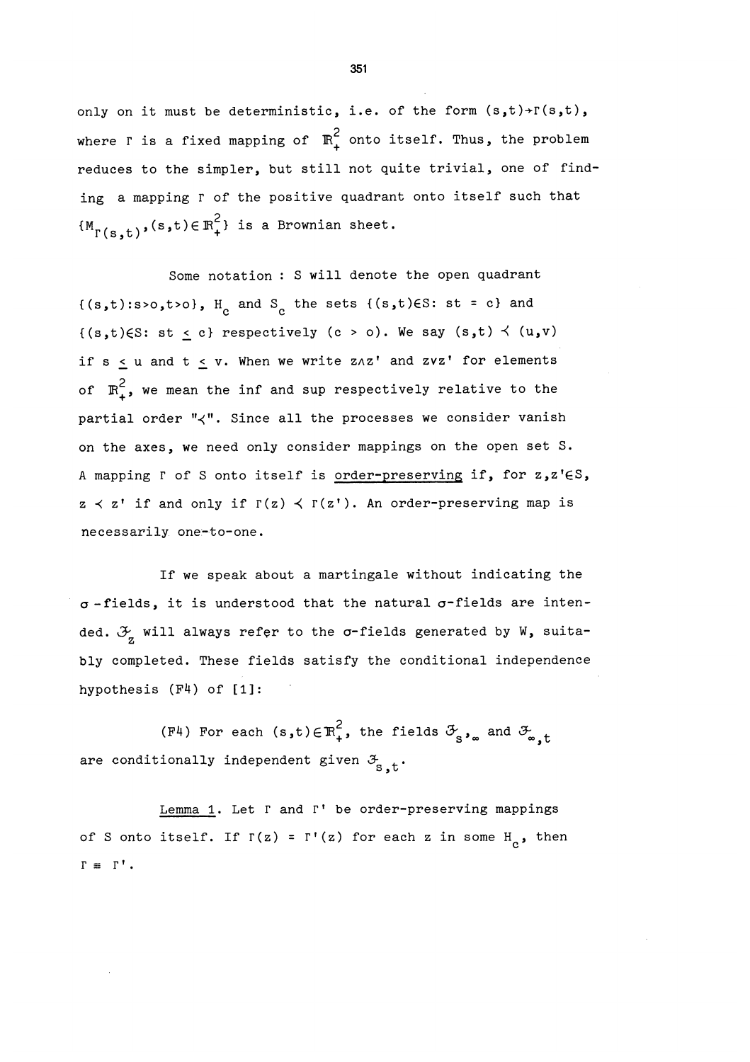only on it must be deterministic, i.e. of the form $(s,t) \to \Gamma(s,t)$, where $\Gamma$ is a fixed mapping of $\mathbb{R}_+^2$ onto itself. Thus, the problem reduces to the simpler, but still not quite trivial, one of finding a mapping $\Gamma$ of the positive quadrant onto itself such that $\{M_{\Gamma(s,t)}, (s,t) \in \mathbb{R}_+^2\}$ is a Brownian sheet.

Some notation : S will denote the open quadrant $\{(s,t): s > o, t > o\}$, $H_c$ and $S_c$ the sets $\{(s,t) \in S: st = c\}$ and $\{(s,t) \in S: st \leq c\}$ respectively $(c > o)$. We say $(s,t) \prec (u,v)$ if $s \leq u$ and $t \leq v$. When we write $z \wedge z'$ and $z \vee z'$ for elements of $\mathbb{R}_+^2$, we mean the inf and sup respectively relative to the partial order "$\prec$". Since all the processes we consider vanish on the axes, we need only consider mappings on the open set S. A mapping $\Gamma$ of S onto itself is order-preserving if, for $z, z' \in S$, $z \prec z'$ if and only if $\Gamma(z) \prec \Gamma(z')$. An order-preserving map is necessarily one-to-one.

If we speak about a martingale without indicating the $\sigma$-fields, it is understood that the natural $\sigma$-fields are intended. $\mathcal{F}_z$ will always refer to the $\sigma$-fields generated by W, suitably completed. These fields satisfy the conditional independence hypothesis (F4) of [1]:

(F4) For each $(s,t) \in \mathbb{R}_+^2$, the fields $\mathcal{F}_{s,\infty}$ and $\mathcal{F}_{\infty,t}$ are conditionally independent given $\mathcal{F}_{s,t}$.

Lemma 1. Let $\Gamma$ and $\Gamma'$ be order-preserving mappings of S onto itself. If $\Gamma(z) = \Gamma'(z)$ for each z in some $H_c$, then $\Gamma \equiv \Gamma'$.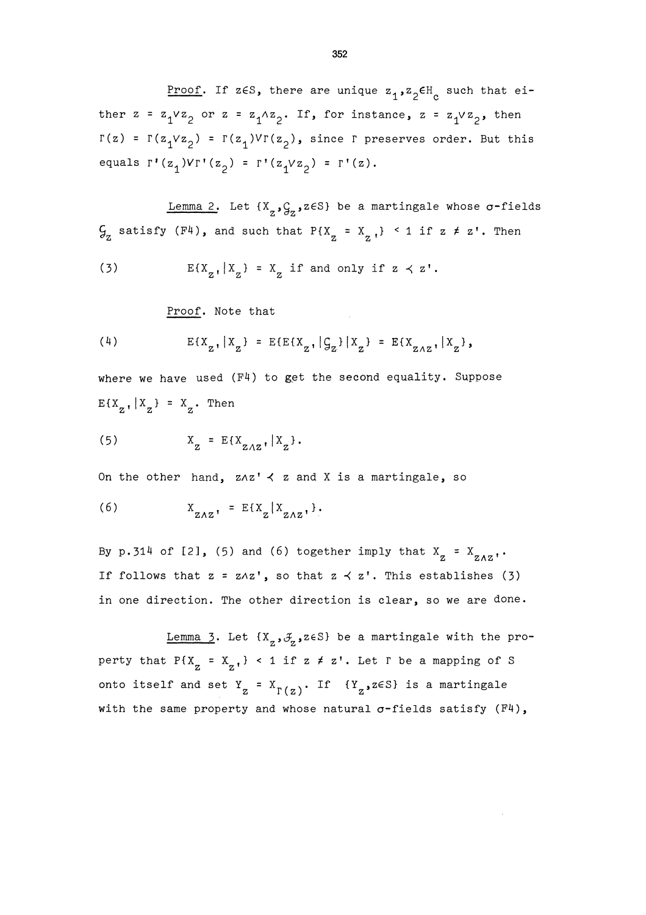*Proof*. If $z \in S$, there are unique $z_1, z_2 \in H_c$ such that either $z = z_1 \vee z_2$ or $z = z_1 \wedge z_2$. If, for instance, $z = z_1 \vee z_2$, then $\Gamma(z) = \Gamma(z_1 \vee z_2) = \Gamma(z_1) \vee \Gamma(z_2)$, since $\Gamma$ preserves order. But this equals $\Gamma'(z_1) \vee \Gamma'(z_2) = \Gamma'(z_1 \vee z_2) = \Gamma'(z)$.

*Lemma 2*. Let $\{X_z, \mathcal{G}_z, z \in S\}$ be a martingale whose $\sigma$-fields $\mathcal{G}_z$ satisfy (F4), and such that $P\{X_z = X_{z'}\} < 1$ if $z \neq z'$. Then

$$E\{X_{z'} | X_z\} = X_z \text{ if and only if } z \prec z'. \tag{3}$$

*Proof*. Note that

$$E\{X_{z'} | X_z\} = E\{E\{X_{z'} | \mathcal{G}_z\} | X_z\} = E\{X_{z \wedge z'} | X_z\}, \tag{4}$$

where we have used (F4) to get the second equality. Suppose $E\{X_{z'} | X_z\} = X_z$. Then

$$X_z = E\{X_{z \wedge z'} | X_z\}. \tag{5}$$

On the other hand, $z \wedge z' \prec z$ and $X$ is a martingale, so

$$X_{z \wedge z'} = E\{X_z | X_{z \wedge z'}\}. \tag{6}$$

By p.314 of [2], (5) and (6) together imply that $X_z = X_{z \wedge z'}$. If follows that $z = z \wedge z'$, so that $z \prec z'$. This establishes (3) in one direction. The other direction is clear, so we are done.

*Lemma 3*. Let $\{X_z, \mathcal{F}_z, z \in S\}$ be a martingale with the property that $P\{X_z = X_{z'}\} < 1$ if $z \neq z'$. Let $\Gamma$ be a mapping of $S$ onto itself and set $Y_z = X_{\Gamma(z)}$. If $\{Y_z, z \in S\}$ is a martingale with the same property and whose natural $\sigma$-fields satisfy (F4),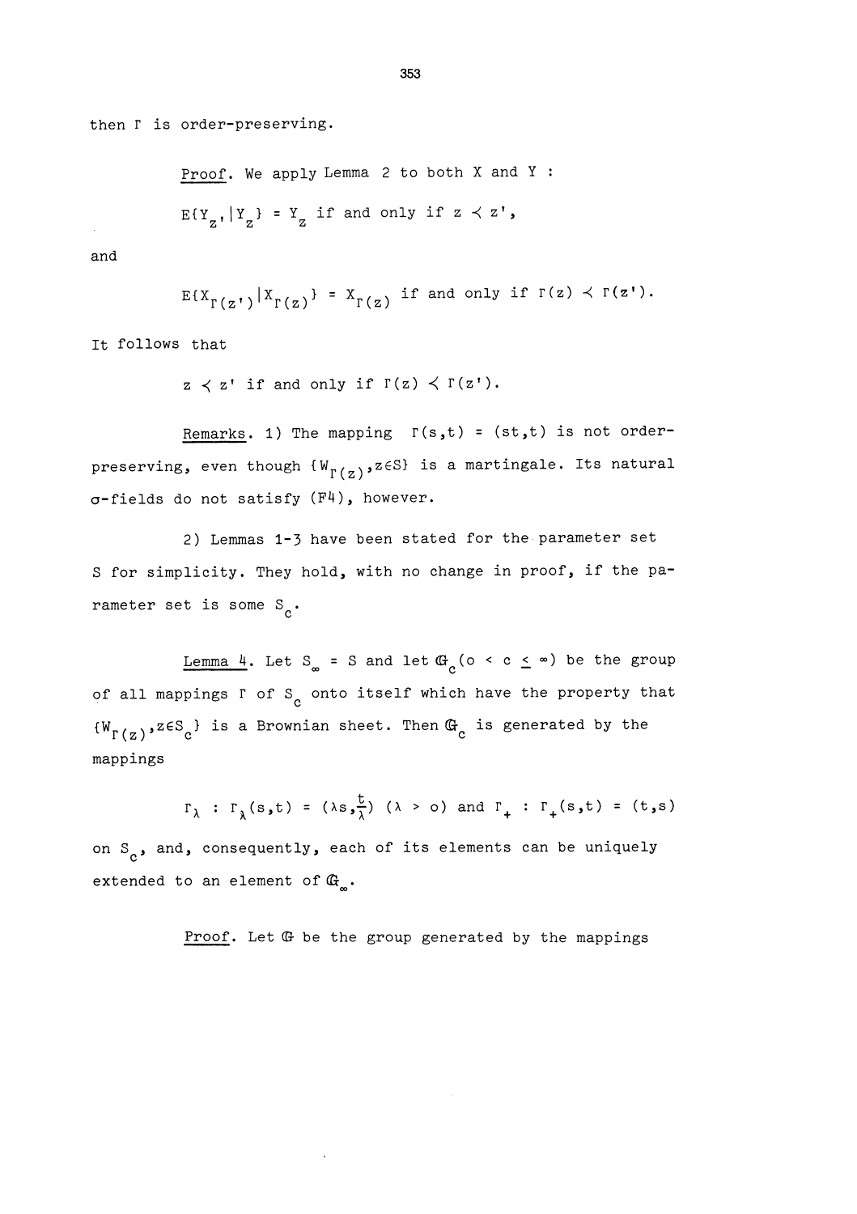then $\Gamma$ is order-preserving.

*Proof*. We apply Lemma 2 to both X and Y :

$$E\{Y_{z'}|Y_z\} = Y_z \text{ if and only if } z \prec z',$$

and

$$E\{X_{\Gamma(z')}|X_{\Gamma(z)}\} = X_{\Gamma(z)} \text{ if and only if } \Gamma(z) \prec \Gamma(z').$$

It follows that

$$z \prec z' \text{ if and only if } \Gamma(z) \prec \Gamma(z').$$

*Remarks*. 1) The mapping $\Gamma(s,t) = (st,t)$ is not order-preserving, even though $\{W_{\Gamma(z)}, z\in S\}$ is a martingale. Its natural $\sigma$-fields do not satisfy (F4), however.

2) Lemmas 1-3 have been stated for the parameter set S for simplicity. They hold, with no change in proof, if the parameter set is some $S_c$.

*Lemma 4*. Let $S_\infty = S$ and let $\mathbb{G}_c (0 < c \leq \infty)$ be the group of all mappings $\Gamma$ of $S_c$ onto itself which have the property that $\{W_{\Gamma(z)}, z\in S_c\}$ is a Brownian sheet. Then $\mathbb{G}_c$ is generated by the mappings

$$\Gamma_\lambda : \Gamma_\lambda(s,t) = (\lambda s, \tfrac{t}{\lambda}) \ (\lambda > 0) \text{ and } \Gamma_+ : \Gamma_+(s,t) = (t,s)$$

on $S_c$, and, consequently, each of its elements can be uniquely extended to an element of $\mathbb{G}_\infty$.

*Proof*. Let $\mathbb{G}$ be the group generated by the mappings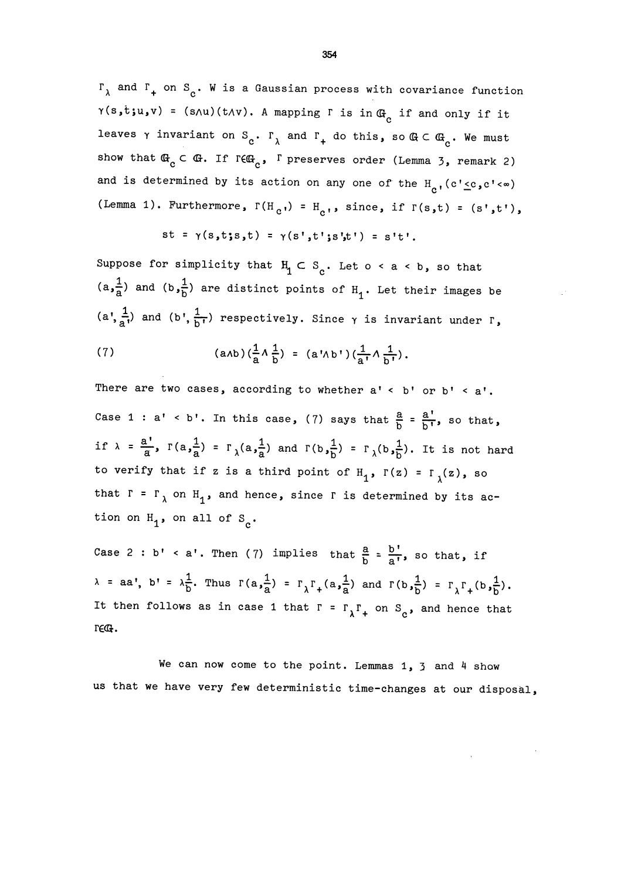$\Gamma_\lambda$ and $\Gamma_+$ on $S_c$. W is a Gaussian process with covariance function $\gamma(s,t;u,v) = (s\wedge u)(t\wedge v)$. A mapping $\Gamma$ is in $\mathbb{G}_c$ if and only if it leaves $\gamma$ invariant on $S_c$. $\Gamma_\lambda$ and $\Gamma_+$ do this, so $\mathbb{G} \subset \mathbb{G}_c$. We must show that $\mathbb{G}_c \subset \mathbb{G}$. If $\Gamma \in \mathbb{G}_c$, $\Gamma$ preserves order (Lemma 3, remark 2) and is determined by its action on any one of the $H_{c'}$, $(c' \leq c, c' < \infty)$ (Lemma 1). Furthermore, $\Gamma(H_{c'}) = H_{c'}$, since, if $\Gamma(s,t) = (s',t')$,

$$st = \gamma(s,t;s,t) = \gamma(s',t';s',t') = s't'.$$

Suppose for simplicity that $H_1 \subset S_c$. Let $o < a < b$, so that $(a,\frac{1}{a})$ and $(b,\frac{1}{b})$ are distinct points of $H_1$. Let their images be $(a',\frac{1}{a'})$ and $(b',\frac{1}{b'})$ respectively. Since $\gamma$ is invariant under $\Gamma$,

$$(a\wedge b)\left(\frac{1}{a}\wedge\frac{1}{b}\right) = (a'\wedge b')\left(\frac{1}{a'}\wedge\frac{1}{b'}\right). \tag{7}$$

There are two cases, according to whether $a' < b'$ or $b' < a'$.

Case 1 : $a' < b'$. In this case, (7) says that $\frac{a}{b} = \frac{a'}{b'}$, so that, if $\lambda = \frac{a'}{a}$, $\Gamma(a,\frac{1}{a}) = \Gamma_\lambda(a,\frac{1}{a})$ and $\Gamma(b,\frac{1}{b}) = \Gamma_\lambda(b,\frac{1}{b})$. It is not hard to verify that if z is a third point of $H_1$, $\Gamma(z) = \Gamma_\lambda(z)$, so that $\Gamma = \Gamma_\lambda$ on $H_1$, and hence, since $\Gamma$ is determined by its action on $H_1$, on all of $S_c$.

Case 2 : $b' < a'$. Then (7) implies that $\frac{a}{b} = \frac{b'}{a'}$, so that, if $\lambda = aa'$, $b' = \lambda\frac{1}{b}$. Thus $\Gamma(a,\frac{1}{a}) = \Gamma_\lambda\Gamma_+(a,\frac{1}{a})$ and $\Gamma(b,\frac{1}{b}) = \Gamma_\lambda\Gamma_+(b,\frac{1}{b})$. It then follows as in case 1 that $\Gamma = \Gamma_\lambda\Gamma_+$ on $S_c$, and hence that $\Gamma \in \mathbb{G}$.

We can now come to the point. Lemmas 1, 3 and 4 show us that we have very few deterministic time-changes at our disposal,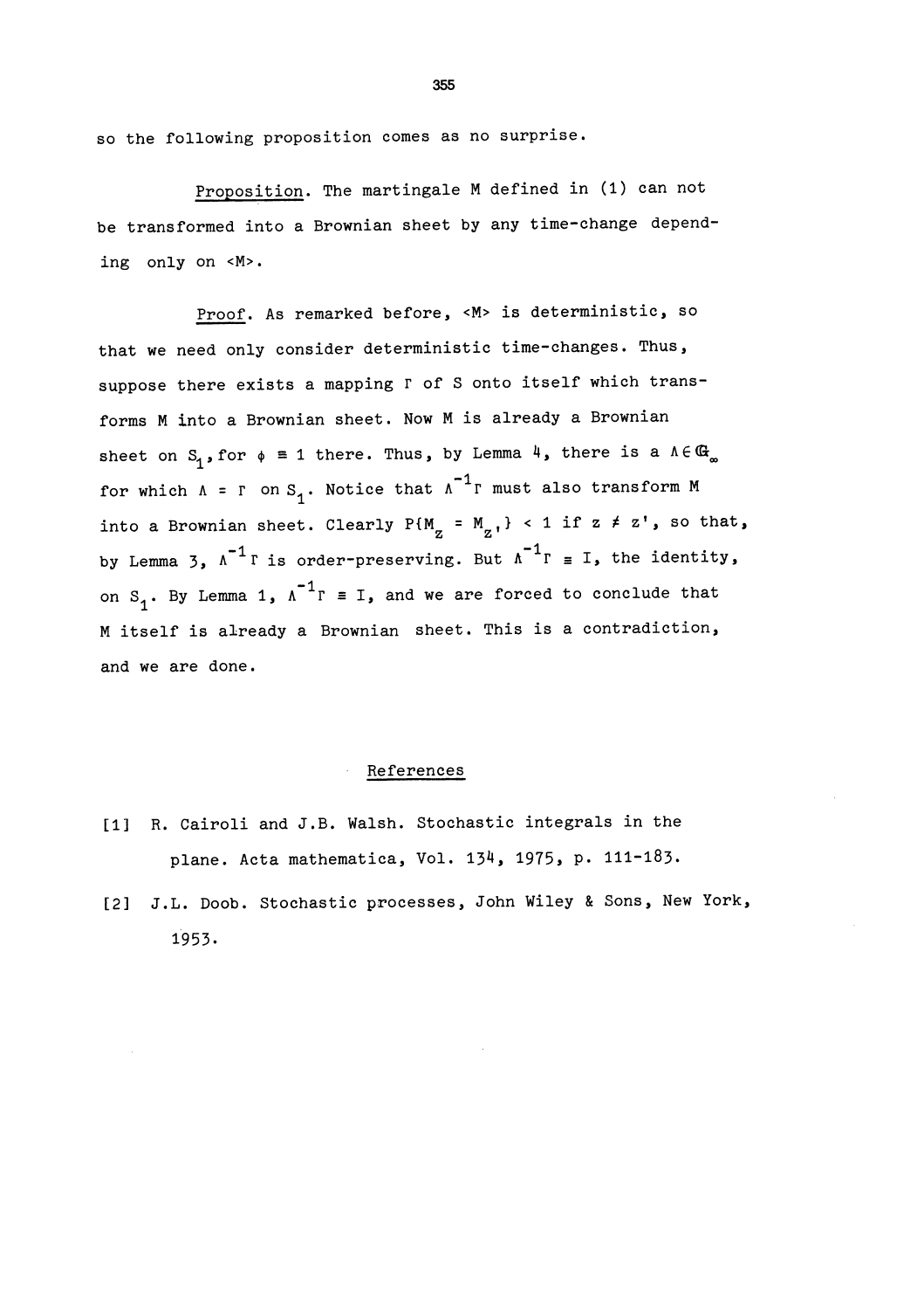so the following proposition comes as no surprise.

Proposition. The martingale M defined in (1) can not be transformed into a Brownian sheet by any time-change depending only on <M>.

Proof. As remarked before, <M> is deterministic, so that we need only consider deterministic time-changes. Thus, suppose there exists a mapping $\Gamma$ of S onto itself which transforms M into a Brownian sheet. Now M is already a Brownian sheet on $S_1$, for $\phi \equiv 1$ there. Thus, by Lemma 4, there is a $\Lambda \in \mathbb{G}_\infty$ for which $\Lambda = \Gamma$ on $S_1$. Notice that $\Lambda^{-1}\Gamma$ must also transform M into a Brownian sheet. Clearly $P\{M_z = M_{z'}\} < 1$ if $z \neq z'$, so that, by Lemma 3, $\Lambda^{-1}\Gamma$ is order-preserving. But $\Lambda^{-1}\Gamma \equiv I$, the identity, on $S_1$. By Lemma 1, $\Lambda^{-1}\Gamma \equiv I$, and we are forced to conclude that M itself is already a Brownian sheet. This is a contradiction, and we are done.

## References

[1] R. Cairoli and J.B. Walsh. Stochastic integrals in the plane. Acta mathematica, Vol. 134, 1975, p. 111-183.

[2] J.L. Doob. Stochastic processes, John Wiley & Sons, New York, 1953.